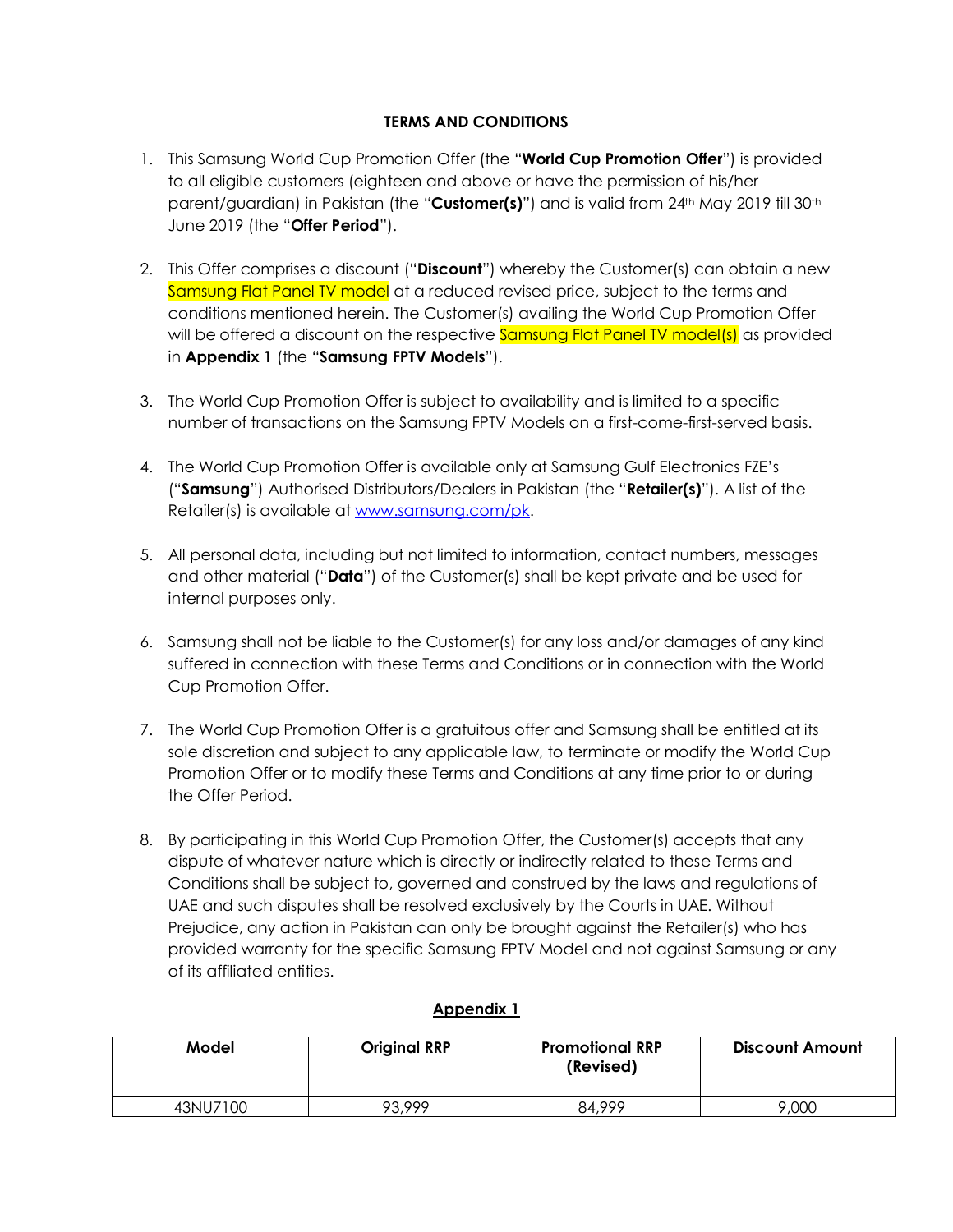# TERMS AND CONDITIONS

1. This Samsung World Cup Promotion Offer (the "**World Cup Promotion Offer**") is provided to all eligible customers (eighteen and above or have the permission of his/her parent/guardian) in Pakistan (the "**Customer(s)**") and is valid from 24th May 2019 till 30th June 2019 (the "**Offer Period**").

2. This Offer comprises a discount ("**Discount**") whereby the Customer(s) can obtain a new Samsung Flat Panel TV model at a reduced revised price, subject to the terms and conditions mentioned herein. The Customer(s) availing the World Cup Promotion Offer will be offered a discount on the respective Samsung Flat Panel TV model(s) as provided in **Appendix 1** (the "**Samsung FPTV Models**").

3. The World Cup Promotion Offer is subject to availability and is limited to a specific number of transactions on the Samsung FPTV Models on a first-come-first-served basis.

4. The World Cup Promotion Offer is available only at Samsung Gulf Electronics FZE's ("**Samsung**") Authorised Distributors/Dealers in Pakistan (the "**Retailer(s)**"). A list of the Retailer(s) is available at www.samsung.com/pk.

5. All personal data, including but not limited to information, contact numbers, messages and other material ("**Data**") of the Customer(s) shall be kept private and be used for internal purposes only.

6. Samsung shall not be liable to the Customer(s) for any loss and/or damages of any kind suffered in connection with these Terms and Conditions or in connection with the World Cup Promotion Offer.

7. The World Cup Promotion Offer is a gratuitous offer and Samsung shall be entitled at its sole discretion and subject to any applicable law, to terminate or modify the World Cup Promotion Offer or to modify these Terms and Conditions at any time prior to or during the Offer Period.

8. By participating in this World Cup Promotion Offer, the Customer(s) accepts that any dispute of whatever nature which is directly or indirectly related to these Terms and Conditions shall be subject to, governed and construed by the laws and regulations of UAE and such disputes shall be resolved exclusively by the Courts in UAE. Without Prejudice, any action in Pakistan can only be brought against the Retailer(s) who has provided warranty for the specific Samsung FPTV Model and not against Samsung or any of its affiliated entities.

## Appendix 1

| Model | Original RRP | Promotional RRP (Revised) | Discount Amount |
| --- | --- | --- | --- |
| 43NU7100 | 93,999 | 84,999 | 9,000 |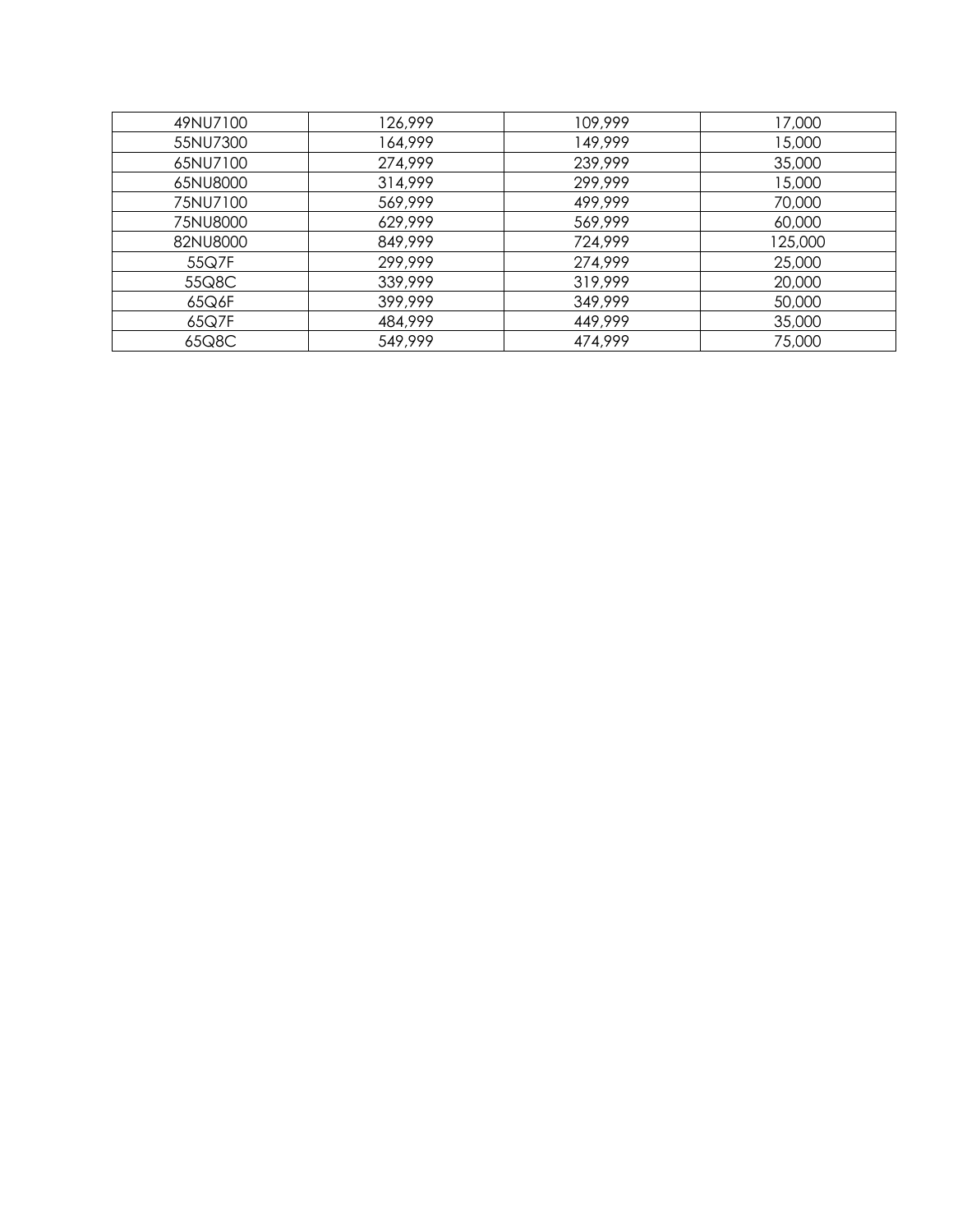| | | | |
|---|---|---|---|
| 49NU7100 | 126,999 | 109,999 | 17,000 |
| 55NU7300 | 164,999 | 149,999 | 15,000 |
| 65NU7100 | 274,999 | 239,999 | 35,000 |
| 65NU8000 | 314,999 | 299,999 | 15,000 |
| 75NU7100 | 569,999 | 499,999 | 70,000 |
| 75NU8000 | 629,999 | 569,999 | 60,000 |
| 82NU8000 | 849,999 | 724,999 | 125,000 |
| 55Q7F | 299,999 | 274,999 | 25,000 |
| 55Q8C | 339,999 | 319,999 | 20,000 |
| 65Q6F | 399,999 | 349,999 | 50,000 |
| 65Q7F | 484,999 | 449,999 | 35,000 |
| 65Q8C | 549,999 | 474,999 | 75,000 |